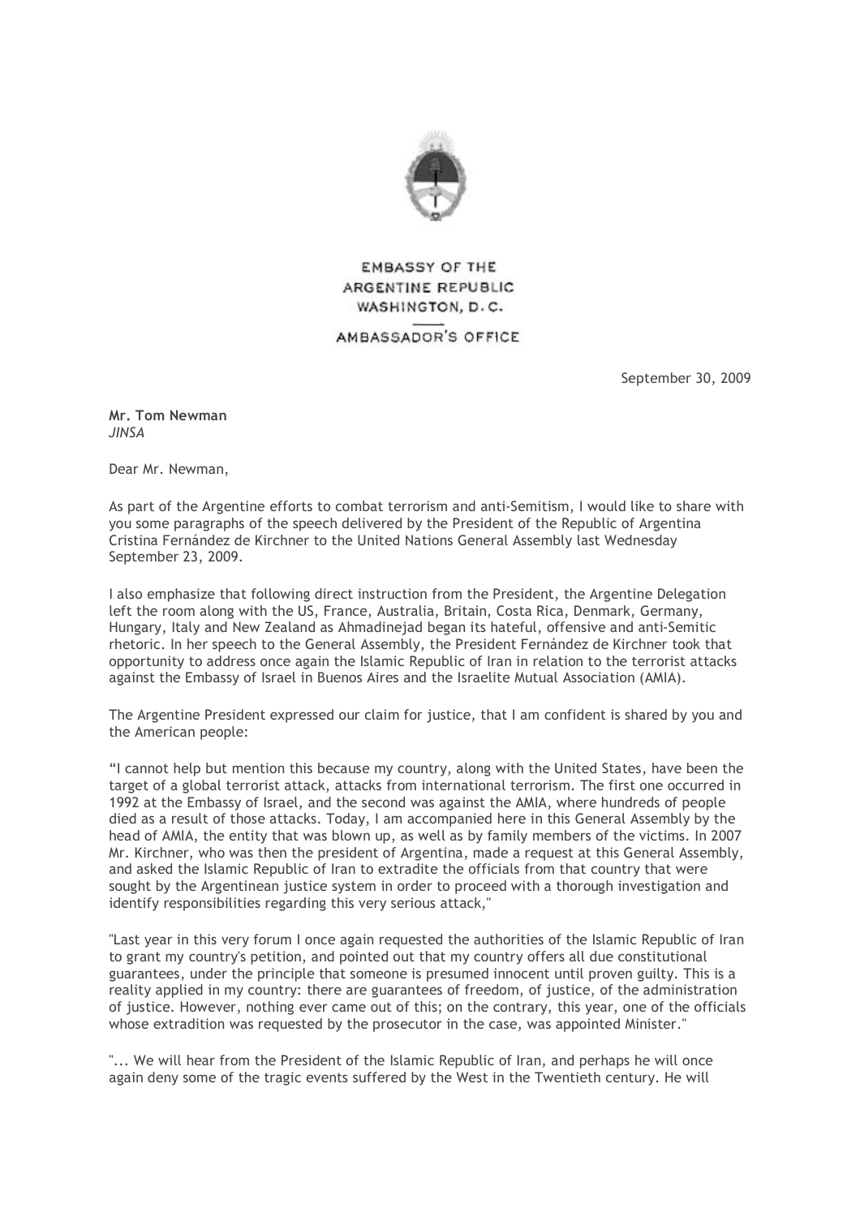EMBASSY OF THE
ARGENTINE REPUBLIC
WASHINGTON, D.C.

AMBASSADOR'S OFFICE

September 30, 2009

**Mr. Tom Newman**
*JINSA*

Dear Mr. Newman,

As part of the Argentine efforts to combat terrorism and anti-Semitism, I would like to share with you some paragraphs of the speech delivered by the President of the Republic of Argentina Cristina Fernández de Kirchner to the United Nations General Assembly last Wednesday September 23, 2009.

I also emphasize that following direct instruction from the President, the Argentine Delegation left the room along with the US, France, Australia, Britain, Costa Rica, Denmark, Germany, Hungary, Italy and New Zealand as Ahmadinejad began its hateful, offensive and anti-Semitic rhetoric. In her speech to the General Assembly, the President Fernández de Kirchner took that opportunity to address once again the Islamic Republic of Iran in relation to the terrorist attacks against the Embassy of Israel in Buenos Aires and the Israelite Mutual Association (AMIA).

The Argentine President expressed our claim for justice, that I am confident is shared by you and the American people:

"I cannot help but mention this because my country, along with the United States, have been the target of a global terrorist attack, attacks from international terrorism. The first one occurred in 1992 at the Embassy of Israel, and the second was against the AMIA, where hundreds of people died as a result of those attacks. Today, I am accompanied here in this General Assembly by the head of AMIA, the entity that was blown up, as well as by family members of the victims. In 2007 Mr. Kirchner, who was then the president of Argentina, made a request at this General Assembly, and asked the Islamic Republic of Iran to extradite the officials from that country that were sought by the Argentinean justice system in order to proceed with a thorough investigation and identify responsibilities regarding this very serious attack,"

"Last year in this very forum I once again requested the authorities of the Islamic Republic of Iran to grant my country's petition, and pointed out that my country offers all due constitutional guarantees, under the principle that someone is presumed innocent until proven guilty. This is a reality applied in my country: there are guarantees of freedom, of justice, of the administration of justice. However, nothing ever came out of this; on the contrary, this year, one of the officials whose extradition was requested by the prosecutor in the case, was appointed Minister."

"... We will hear from the President of the Islamic Republic of Iran, and perhaps he will once again deny some of the tragic events suffered by the West in the Twentieth century. He will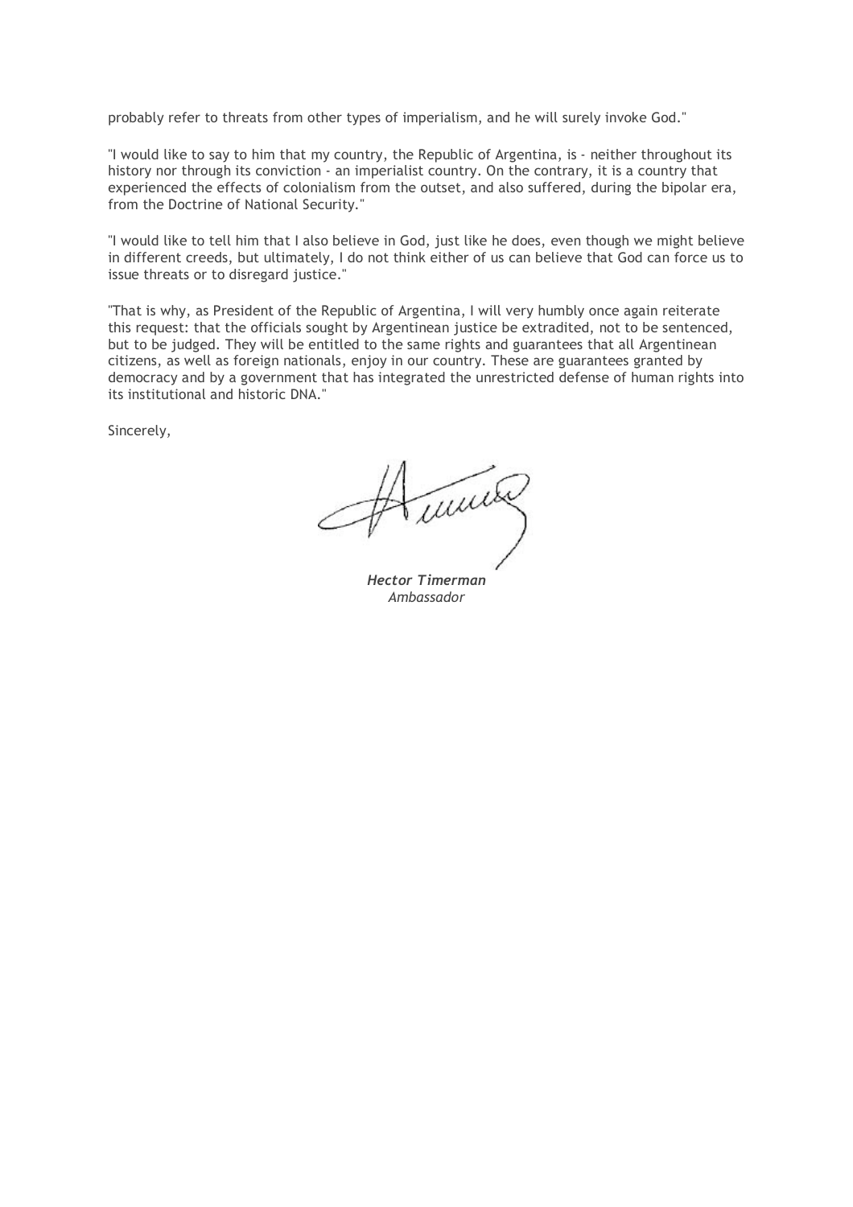probably refer to threats from other types of imperialism, and he will surely invoke God."

"I would like to say to him that my country, the Republic of Argentina, is - neither throughout its history nor through its conviction - an imperialist country. On the contrary, it is a country that experienced the effects of colonialism from the outset, and also suffered, during the bipolar era, from the Doctrine of National Security."

"I would like to tell him that I also believe in God, just like he does, even though we might believe in different creeds, but ultimately, I do not think either of us can believe that God can force us to issue threats or to disregard justice."

"That is why, as President of the Republic of Argentina, I will very humbly once again reiterate this request: that the officials sought by Argentinean justice be extradited, not to be sentenced, but to be judged. They will be entitled to the same rights and guarantees that all Argentinean citizens, as well as foreign nationals, enjoy in our country. These are guarantees granted by democracy and by a government that has integrated the unrestricted defense of human rights into its institutional and historic DNA."

Sincerely,

***Hector Timerman***
*Ambassador*